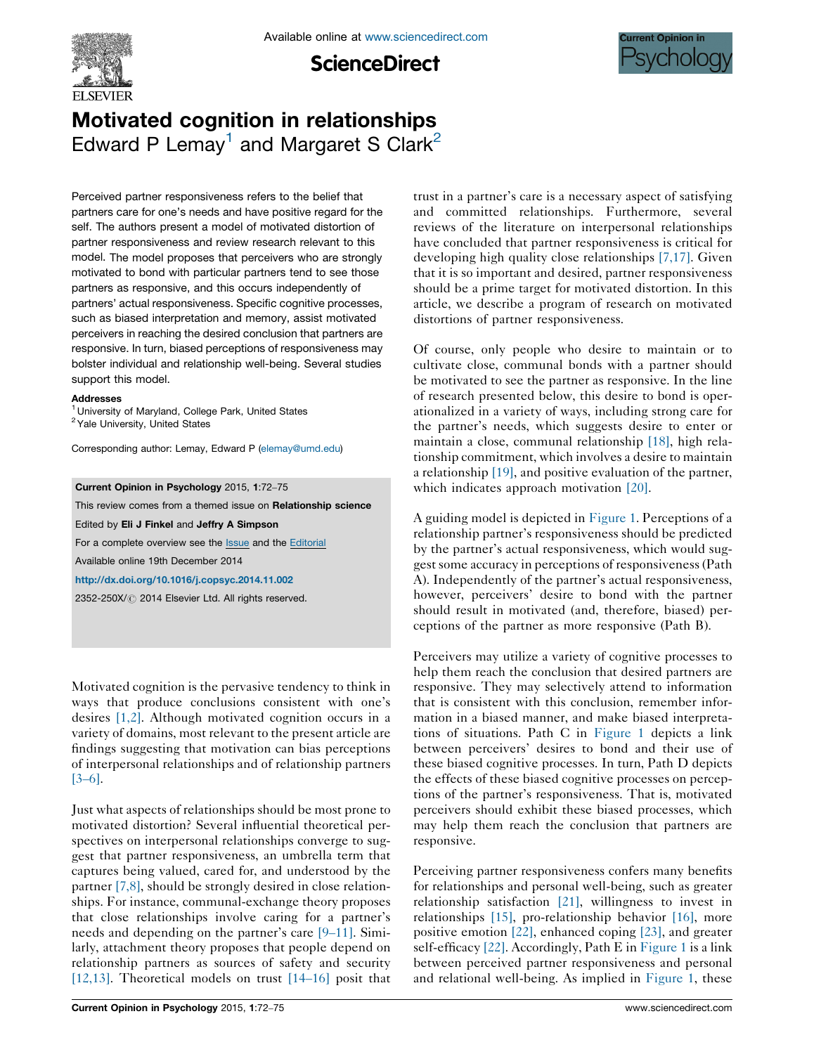# Motivated cognition in relationships

Edward P Lemay[1] and Margaret S Clark[2]

Perceived partner responsiveness refers to the belief that partners care for one's needs and have positive regard for the self. The authors present a model of motivated distortion of partner responsiveness and review research relevant to this model. The model proposes that perceivers who are strongly motivated to bond with particular partners tend to see those partners as responsive, and this occurs independently of partners' actual responsiveness. Specific cognitive processes, such as biased interpretation and memory, assist motivated perceivers in reaching the desired conclusion that partners are responsive. In turn, biased perceptions of responsiveness may bolster individual and relationship well-being. Several studies support this model.

**Addresses**

[1] University of Maryland, College Park, United States
[2] Yale University, United States

Corresponding author: Lemay, Edward P (elemay@umd.edu)

**Current Opinion in Psychology** 2015, **1**:72–75

This review comes from a themed issue on **Relationship science**

Edited by **Eli J Finkel** and **Jeffry A Simpson**

For a complete overview see the Issue and the Editorial

Available online 19th December 2014

**http://dx.doi.org/10.1016/j.copsyc.2014.11.002**

2352-250X/© 2014 Elsevier Ltd. All rights reserved.

Motivated cognition is the pervasive tendency to think in ways that produce conclusions consistent with one's desires [1,2]. Although motivated cognition occurs in a variety of domains, most relevant to the present article are findings suggesting that motivation can bias perceptions of interpersonal relationships and of relationship partners [3–6].

Just what aspects of relationships should be most prone to motivated distortion? Several influential theoretical perspectives on interpersonal relationships converge to suggest that partner responsiveness, an umbrella term that captures being valued, cared for, and understood by the partner [7,8], should be strongly desired in close relationships. For instance, communal-exchange theory proposes that close relationships involve caring for a partner's needs and depending on the partner's care [9–11]. Similarly, attachment theory proposes that people depend on relationship partners as sources of safety and security [12,13]. Theoretical models on trust [14–16] posit that trust in a partner's care is a necessary aspect of satisfying and committed relationships. Furthermore, several reviews of the literature on interpersonal relationships have concluded that partner responsiveness is critical for developing high quality close relationships [7,17]. Given that it is so important and desired, partner responsiveness should be a prime target for motivated distortion. In this article, we describe a program of research on motivated distortions of partner responsiveness.

Of course, only people who desire to maintain or to cultivate close, communal bonds with a partner should be motivated to see the partner as responsive. In the line of research presented below, this desire to bond is operationalized in a variety of ways, including strong care for the partner's needs, which suggests desire to enter or maintain a close, communal relationship [18], high relationship commitment, which involves a desire to maintain a relationship [19], and positive evaluation of the partner, which indicates approach motivation [20].

A guiding model is depicted in Figure 1. Perceptions of a relationship partner's responsiveness should be predicted by the partner's actual responsiveness, which would suggest some accuracy in perceptions of responsiveness (Path A). Independently of the partner's actual responsiveness, however, perceivers' desire to bond with the partner should result in motivated (and, therefore, biased) perceptions of the partner as more responsive (Path B).

Perceivers may utilize a variety of cognitive processes to help them reach the conclusion that desired partners are responsive. They may selectively attend to information that is consistent with this conclusion, remember information in a biased manner, and make biased interpretations of situations. Path C in Figure 1 depicts a link between perceivers' desires to bond and their use of these biased cognitive processes. In turn, Path D depicts the effects of these biased cognitive processes on perceptions of the partner's responsiveness. That is, motivated perceivers should exhibit these biased processes, which may help them reach the conclusion that partners are responsive.

Perceiving partner responsiveness confers many benefits for relationships and personal well-being, such as greater relationship satisfaction [21], willingness to invest in relationships [15], pro-relationship behavior [16], more positive emotion [22], enhanced coping [23], and greater self-efficacy [22]. Accordingly, Path E in Figure 1 is a link between perceived partner responsiveness and personal and relational well-being. As implied in Figure 1, these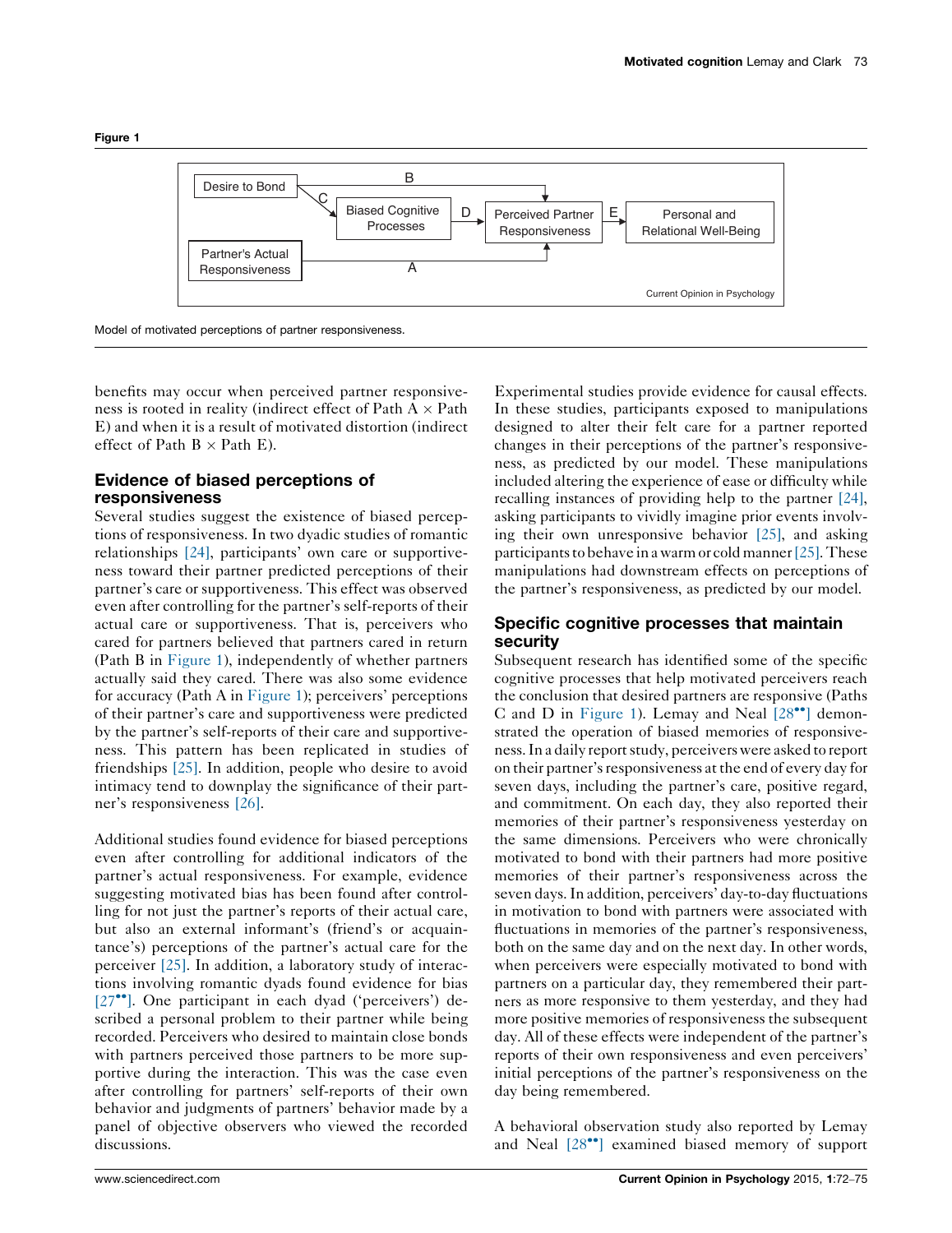Figure 1

Model of motivated perceptions of partner responsiveness.

benefits may occur when perceived partner responsiveness is rooted in reality (indirect effect of Path A × Path E) and when it is a result of motivated distortion (indirect effect of Path B × Path E).

## Evidence of biased perceptions of responsiveness

Several studies suggest the existence of biased perceptions of responsiveness. In two dyadic studies of romantic relationships [24], participants' own care or supportiveness toward their partner predicted perceptions of their partner's care or supportiveness. This effect was observed even after controlling for the partner's self-reports of their actual care or supportiveness. That is, perceivers who cared for partners believed that partners cared in return (Path B in Figure 1), independently of whether partners actually said they cared. There was also some evidence for accuracy (Path A in Figure 1); perceivers' perceptions of their partner's care and supportiveness were predicted by the partner's self-reports of their care and supportiveness. This pattern has been replicated in studies of friendships [25]. In addition, people who desire to avoid intimacy tend to downplay the significance of their partner's responsiveness [26].

Additional studies found evidence for biased perceptions even after controlling for additional indicators of the partner's actual responsiveness. For example, evidence suggesting motivated bias has been found after controlling for not just the partner's reports of their actual care, but also an external informant's (friend's or acquaintance's) perceptions of the partner's actual care for the perceiver [25]. In addition, a laboratory study of interactions involving romantic dyads found evidence for bias [27••]. One participant in each dyad ('perceivers') described a personal problem to their partner while being recorded. Perceivers who desired to maintain close bonds with partners perceived those partners to be more supportive during the interaction. This was the case even after controlling for partners' self-reports of their own behavior and judgments of partners' behavior made by a panel of objective observers who viewed the recorded discussions.

Experimental studies provide evidence for causal effects. In these studies, participants exposed to manipulations designed to alter their felt care for a partner reported changes in their perceptions of the partner's responsiveness, as predicted by our model. These manipulations included altering the experience of ease or difficulty while recalling instances of providing help to the partner [24], asking participants to vividly imagine prior events involving their own unresponsive behavior [25], and asking participants to behave in a warm or cold manner [25]. These manipulations had downstream effects on perceptions of the partner's responsiveness, as predicted by our model.

## Specific cognitive processes that maintain security

Subsequent research has identified some of the specific cognitive processes that help motivated perceivers reach the conclusion that desired partners are responsive (Paths C and D in Figure 1). Lemay and Neal [28••] demonstrated the operation of biased memories of responsiveness. In a daily report study, perceivers were asked to report on their partner's responsiveness at the end of every day for seven days, including the partner's care, positive regard, and commitment. On each day, they also reported their memories of their partner's responsiveness yesterday on the same dimensions. Perceivers who were chronically motivated to bond with their partners had more positive memories of their partner's responsiveness across the seven days. In addition, perceivers' day-to-day fluctuations in motivation to bond with partners were associated with fluctuations in memories of the partner's responsiveness, both on the same day and on the next day. In other words, when perceivers were especially motivated to bond with partners on a particular day, they remembered their partners as more responsive to them yesterday, and they had more positive memories of responsiveness the subsequent day. All of these effects were independent of the partner's reports of their own responsiveness and even perceivers' initial perceptions of the partner's responsiveness on the day being remembered.

A behavioral observation study also reported by Lemay and Neal [28••] examined biased memory of support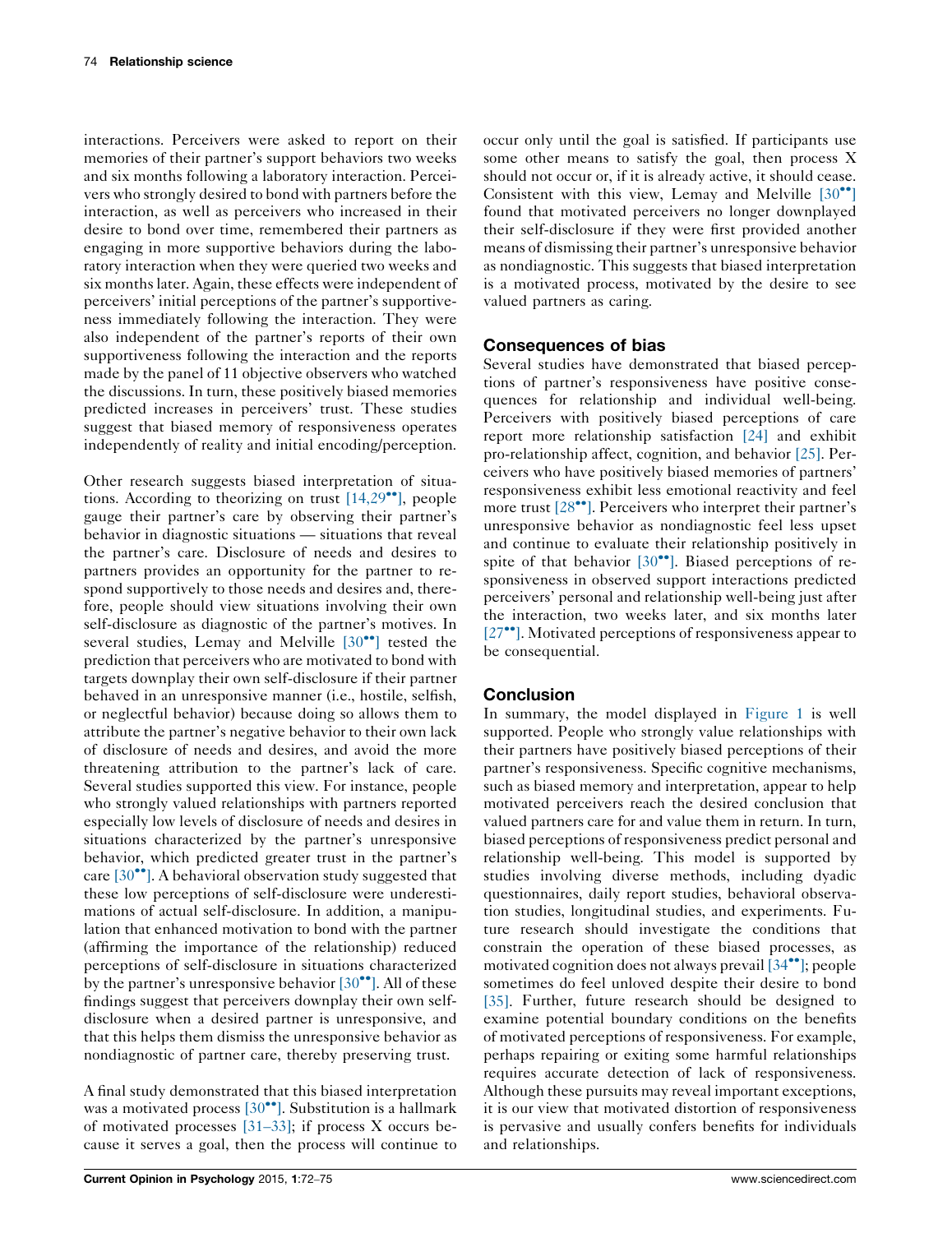interactions. Perceivers were asked to report on their memories of their partner's support behaviors two weeks and six months following a laboratory interaction. Perceivers who strongly desired to bond with partners before the interaction, as well as perceivers who increased in their desire to bond over time, remembered their partners as engaging in more supportive behaviors during the laboratory interaction when they were queried two weeks and six months later. Again, these effects were independent of perceivers' initial perceptions of the partner's supportiveness immediately following the interaction. They were also independent of the partner's reports of their own supportiveness following the interaction and the reports made by the panel of 11 objective observers who watched the discussions. In turn, these positively biased memories predicted increases in perceivers' trust. These studies suggest that biased memory of responsiveness operates independently of reality and initial encoding/perception.

Other research suggests biased interpretation of situations. According to theorizing on trust [14,29••], people gauge their partner's care by observing their partner's behavior in diagnostic situations — situations that reveal the partner's care. Disclosure of needs and desires to partners provides an opportunity for the partner to respond supportively to those needs and desires and, therefore, people should view situations involving their own self-disclosure as diagnostic of the partner's motives. In several studies, Lemay and Melville [30••] tested the prediction that perceivers who are motivated to bond with targets downplay their own self-disclosure if their partner behaved in an unresponsive manner (i.e., hostile, selfish, or neglectful behavior) because doing so allows them to attribute the partner's negative behavior to their own lack of disclosure of needs and desires, and avoid the more threatening attribution to the partner's lack of care. Several studies supported this view. For instance, people who strongly valued relationships with partners reported especially low levels of disclosure of needs and desires in situations characterized by the partner's unresponsive behavior, which predicted greater trust in the partner's care [30••]. A behavioral observation study suggested that these low perceptions of self-disclosure were underestimations of actual self-disclosure. In addition, a manipulation that enhanced motivation to bond with the partner (affirming the importance of the relationship) reduced perceptions of self-disclosure in situations characterized by the partner's unresponsive behavior [30••]. All of these findings suggest that perceivers downplay their own self-disclosure when a desired partner is unresponsive, and that this helps them dismiss the unresponsive behavior as nondiagnostic of partner care, thereby preserving trust.

A final study demonstrated that this biased interpretation was a motivated process [30••]. Substitution is a hallmark of motivated processes [31–33]; if process X occurs because it serves a goal, then the process will continue to occur only until the goal is satisfied. If participants use some other means to satisfy the goal, then process X should not occur or, if it is already active, it should cease. Consistent with this view, Lemay and Melville [30••] found that motivated perceivers no longer downplayed their self-disclosure if they were first provided another means of dismissing their partner's unresponsive behavior as nondiagnostic. This suggests that biased interpretation is a motivated process, motivated by the desire to see valued partners as caring.

## Consequences of bias

Several studies have demonstrated that biased perceptions of partner's responsiveness have positive consequences for relationship and individual well-being. Perceivers with positively biased perceptions of care report more relationship satisfaction [24] and exhibit pro-relationship affect, cognition, and behavior [25]. Perceivers who have positively biased memories of partners' responsiveness exhibit less emotional reactivity and feel more trust [28••]. Perceivers who interpret their partner's unresponsive behavior as nondiagnostic feel less upset and continue to evaluate their relationship positively in spite of that behavior [30••]. Biased perceptions of responsiveness in observed support interactions predicted perceivers' personal and relationship well-being just after the interaction, two weeks later, and six months later [27••]. Motivated perceptions of responsiveness appear to be consequential.

## Conclusion

In summary, the model displayed in Figure 1 is well supported. People who strongly value relationships with their partners have positively biased perceptions of their partner's responsiveness. Specific cognitive mechanisms, such as biased memory and interpretation, appear to help motivated perceivers reach the desired conclusion that valued partners care for and value them in return. In turn, biased perceptions of responsiveness predict personal and relationship well-being. This model is supported by studies involving diverse methods, including dyadic questionnaires, daily report studies, behavioral observation studies, longitudinal studies, and experiments. Future research should investigate the conditions that constrain the operation of these biased processes, as motivated cognition does not always prevail [34••]; people sometimes do feel unloved despite their desire to bond [35]. Further, future research should be designed to examine potential boundary conditions on the benefits of motivated perceptions of responsiveness. For example, perhaps repairing or exiting some harmful relationships requires accurate detection of lack of responsiveness. Although these pursuits may reveal important exceptions, it is our view that motivated distortion of responsiveness is pervasive and usually confers benefits for individuals and relationships.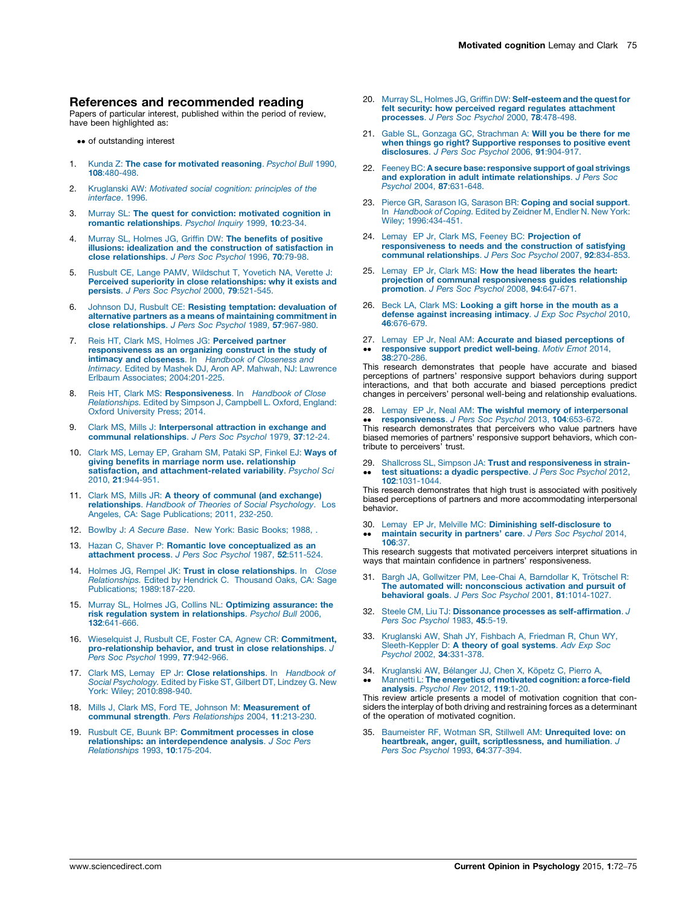## References and recommended reading

Papers of particular interest, published within the period of review, have been highlighted as:

•• of outstanding interest

1. Kunda Z: **The case for motivated reasoning**. *Psychol Bull* 1990, **108**:480-498.

2. Kruglanski AW: *Motivated social cognition: principles of the interface*. 1996.

3. Murray SL: **The quest for conviction: motivated cognition in romantic relationships**. *Psychol Inquiry* 1999, **10**:23-34.

4. Murray SL, Holmes JG, Griffin DW: **The benefits of positive illusions: idealization and the construction of satisfaction in close relationships**. *J Pers Soc Psychol* 1996, **70**:79-98.

5. Rusbult CE, Lange PAMV, Wildschut T, Yovetich NA, Verette J: **Perceived superiority in close relationships: why it exists and persists**. *J Pers Soc Psychol* 2000, **79**:521-545.

6. Johnson DJ, Rusbult CE: **Resisting temptation: devaluation of alternative partners as a means of maintaining commitment in close relationships**. *J Pers Soc Psychol* 1989, **57**:967-980.

7. Reis HT, Clark MS, Holmes JG: **Perceived partner responsiveness as an organizing construct in the study of intimacy and closeness**. In *Handbook of Closeness and Intimacy.* Edited by Mashek DJ, Aron AP. Mahwah, NJ: Lawrence Erlbaum Associates; 2004:201-225.

8. Reis HT, Clark MS: **Responsiveness**. In *Handbook of Close Relationships.* Edited by Simpson J, Campbell L. Oxford, England: Oxford University Press; 2014.

9. Clark MS, Mills J: **Interpersonal attraction in exchange and communal relationships**. *J Pers Soc Psychol* 1979, **37**:12-24.

10. Clark MS, Lemay EP, Graham SM, Pataki SP, Finkel EJ: **Ways of giving benefits in marriage norm use. relationship satisfaction, and attachment-related variability**. *Psychol Sci* 2010, **21**:944-951.

11. Clark MS, Mills JR: **A theory of communal (and exchange) relationships**. *Handbook of Theories of Social Psychology*. Los Angeles, CA: Sage Publications; 2011, 232-250.

12. Bowlby J: *A Secure Base*. New York: Basic Books; 1988, .

13. Hazan C, Shaver P: **Romantic love conceptualized as an attachment process**. *J Pers Soc Psychol* 1987, **52**:511-524.

14. Holmes JG, Rempel JK: **Trust in close relationships**. In *Close Relationships.* Edited by Hendrick C. Thousand Oaks, CA: Sage Publications; 1989:187-220.

15. Murray SL, Holmes JG, Collins NL: **Optimizing assurance: the risk regulation system in relationships**. *Psychol Bull* 2006, **132**:641-666.

16. Wieselquist J, Rusbult CE, Foster CA, Agnew CR: **Commitment, pro-relationship behavior, and trust in close relationships**. *J Pers Soc Psychol* 1999, **77**:942-966.

17. Clark MS, Lemay EP Jr: **Close relationships**. In *Handbook of Social Psychology.* Edited by Fiske ST, Gilbert DT, Lindzey G. New York: Wiley; 2010:898-940.

18. Mills J, Clark MS, Ford TE, Johnson M: **Measurement of communal strength**. *Pers Relationships* 2004, **11**:213-230.

19. Rusbult CE, Buunk BP: **Commitment processes in close relationships: an interdependence analysis**. *J Soc Pers Relationships* 1993, **10**:175-204.

20. Murray SL, Holmes JG, Griffin DW: **Self-esteem and the quest for felt security: how perceived regard regulates attachment processes**. *J Pers Soc Psychol* 2000, **78**:478-498.

21. Gable SL, Gonzaga GC, Strachman A: **Will you be there for me when things go right? Supportive responses to positive event disclosures**. *J Pers Soc Psychol* 2006, **91**:904-917.

22. Feeney BC: **A secure base: responsive support of goal strivings and exploration in adult intimate relationships**. *J Pers Soc Psychol* 2004, **87**:631-648.

23. Pierce GR, Sarason IG, Sarason BR: **Coping and social support**. In *Handbook of Coping.* Edited by Zeidner M, Endler N. New York: Wiley; 1996:434-451.

24. Lemay EP Jr, Clark MS, Feeney BC: **Projection of responsiveness to needs and the construction of satisfying communal relationships**. *J Pers Soc Psychol* 2007, **92**:834-853.

25. Lemay EP Jr, Clark MS: **How the head liberates the heart: projection of communal responsiveness guides relationship promotion**. *J Pers Soc Psychol* 2008, **94**:647-671.

26. Beck LA, Clark MS: **Looking a gift horse in the mouth as a defense against increasing intimacy**. *J Exp Soc Psychol* 2010, **46**:676-679.

27. •• Lemay EP Jr, Neal AM: **Accurate and biased perceptions of responsive support predict well-being**. *Motiv Emot* 2014, **38**:270-286.

This research demonstrates that people have accurate and biased perceptions of partners' responsive support behaviors during support interactions, and that both accurate and biased perceptions predict changes in perceivers' personal well-being and relationship evaluations.

28. •• Lemay EP Jr, Neal AM: **The wishful memory of interpersonal responsiveness**. *J Pers Soc Psychol* 2013, **104**:653-672.

This research demonstrates that perceivers who value partners have biased memories of partners' responsive support behaviors, which contribute to perceivers' trust.

29. •• Shallcross SL, Simpson JA: **Trust and responsiveness in strain-test situations: a dyadic perspective**. *J Pers Soc Psychol* 2012, **102**:1031-1044.

This research demonstrates that high trust is associated with positively biased perceptions of partners and more accommodating interpersonal behavior.

30. •• Lemay EP Jr, Melville MC: **Diminishing self-disclosure to maintain security in partners' care**. *J Pers Soc Psychol* 2014, **106**:37.

This research suggests that motivated perceivers interpret situations in ways that maintain confidence in partners' responsiveness.

31. Bargh JA, Gollwitzer PM, Lee-Chai A, Barndollar K, Trötschel R: **The automated will: nonconscious activation and pursuit of behavioral goals**. *J Pers Soc Psychol* 2001, **81**:1014-1027.

32. Steele CM, Liu TJ: **Dissonance processes as self-affirmation**. *J Pers Soc Psychol* 1983, **45**:5-19.

33. Kruglanski AW, Shah JY, Fishbach A, Friedman R, Chun WY, Sleeth-Keppler D: **A theory of goal systems**. *Adv Exp Soc Psychol* 2002, **34**:331-378.

34. •• Kruglanski AW, Bélanger JJ, Chen X, Köpetz C, Pierro A, Mannetti L: **The energetics of motivated cognition: a force-field analysis**. *Psychol Rev* 2012, **119**:1-20.

This review article presents a model of motivation cognition that considers the interplay of both driving and restraining forces as a determinant of the operation of motivated cognition.

35. Baumeister RF, Wotman SR, Stillwell AM: **Unrequited love: on heartbreak, anger, guilt, scriptlessness, and humiliation**. *J Pers Soc Psychol* 1993, **64**:377-394.